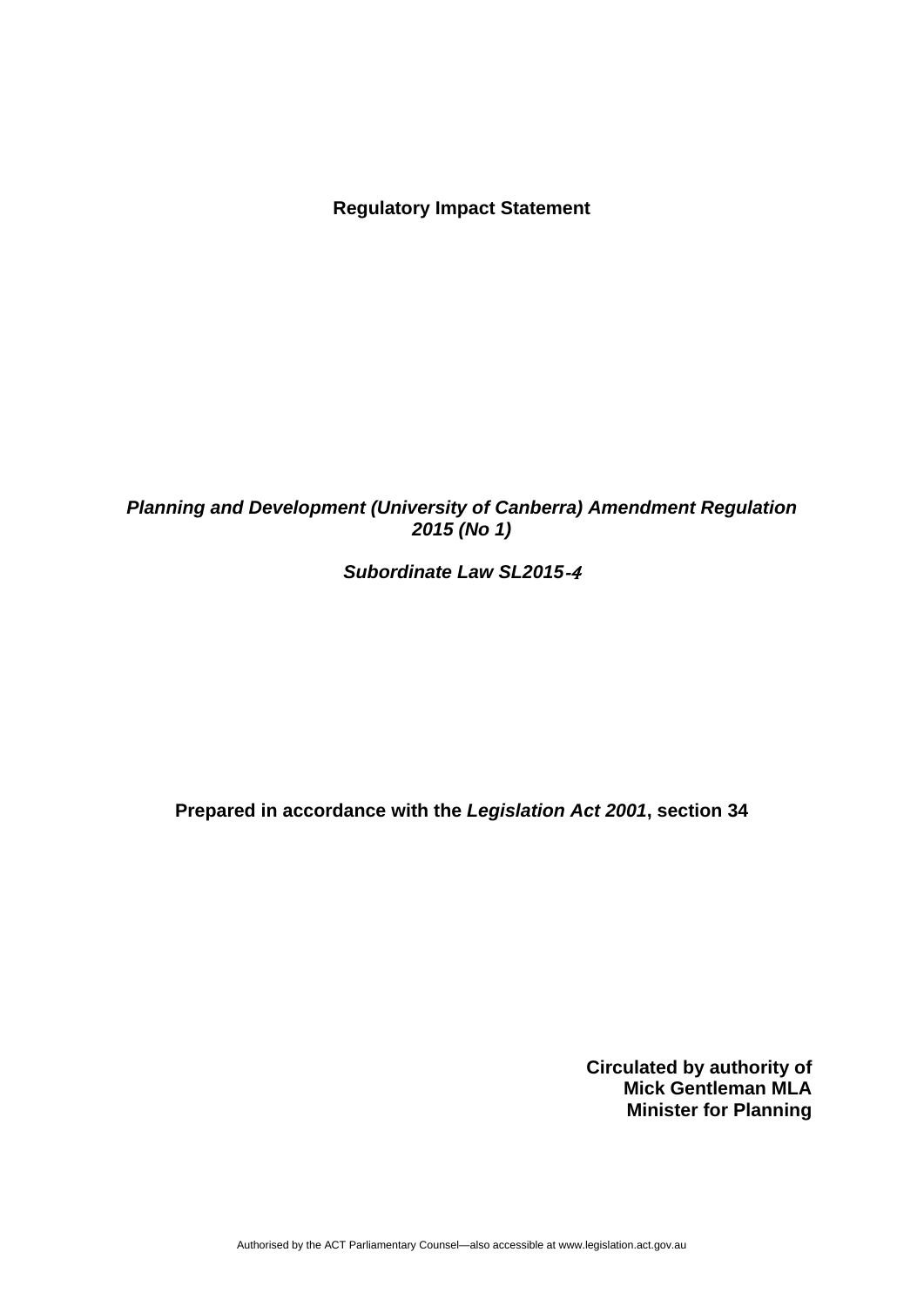**Regulatory Impact Statement**

***Planning and Development (University of Canberra) Amendment Regulation 2015 (No 1)***

***Subordinate Law SL2015-4***

**Prepared in accordance with the *Legislation Act 2001*, section 34**

**Circulated by authority of**
**Mick Gentleman MLA**
**Minister for Planning**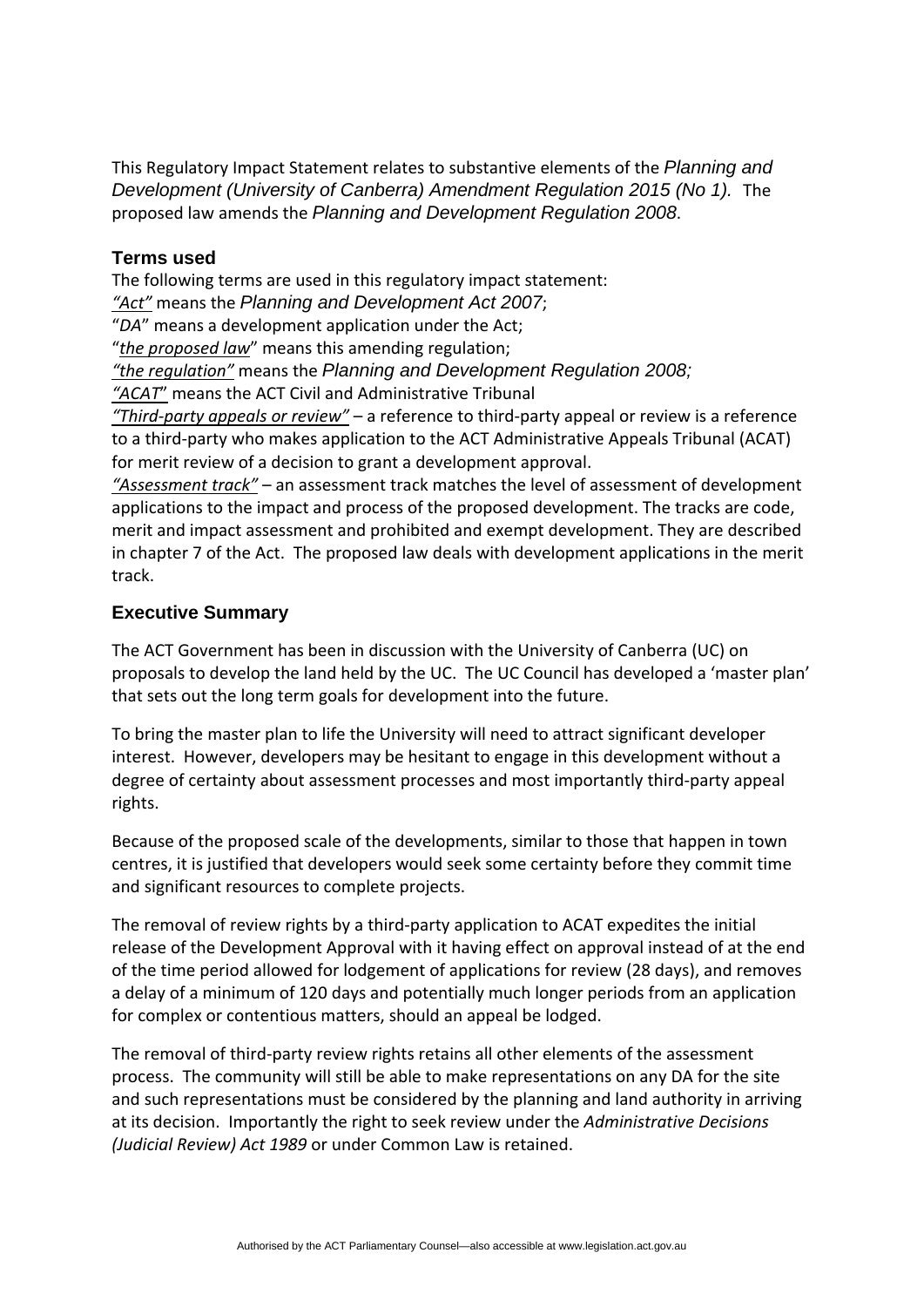This Regulatory Impact Statement relates to substantive elements of the *Planning and Development (University of Canberra) Amendment Regulation 2015 (No 1).* The proposed law amends the *Planning and Development Regulation 2008*.

## Terms used

The following terms are used in this regulatory impact statement:

*"Act"* means the *Planning and Development Act 2007*;

"*DA*" means a development application under the Act;

"*the proposed law*" means this amending regulation;

*"the regulation"* means the *Planning and Development Regulation 2008;*

*"ACAT"* means the ACT Civil and Administrative Tribunal

*"Third-party appeals or review"* – a reference to third-party appeal or review is a reference to a third-party who makes application to the ACT Administrative Appeals Tribunal (ACAT) for merit review of a decision to grant a development approval.

*"Assessment track"* – an assessment track matches the level of assessment of development applications to the impact and process of the proposed development. The tracks are code, merit and impact assessment and prohibited and exempt development. They are described in chapter 7 of the Act. The proposed law deals with development applications in the merit track.

## Executive Summary

The ACT Government has been in discussion with the University of Canberra (UC) on proposals to develop the land held by the UC. The UC Council has developed a 'master plan' that sets out the long term goals for development into the future.

To bring the master plan to life the University will need to attract significant developer interest. However, developers may be hesitant to engage in this development without a degree of certainty about assessment processes and most importantly third-party appeal rights.

Because of the proposed scale of the developments, similar to those that happen in town centres, it is justified that developers would seek some certainty before they commit time and significant resources to complete projects.

The removal of review rights by a third-party application to ACAT expedites the initial release of the Development Approval with it having effect on approval instead of at the end of the time period allowed for lodgement of applications for review (28 days), and removes a delay of a minimum of 120 days and potentially much longer periods from an application for complex or contentious matters, should an appeal be lodged.

The removal of third-party review rights retains all other elements of the assessment process. The community will still be able to make representations on any DA for the site and such representations must be considered by the planning and land authority in arriving at its decision. Importantly the right to seek review under the *Administrative Decisions (Judicial Review) Act 1989* or under Common Law is retained.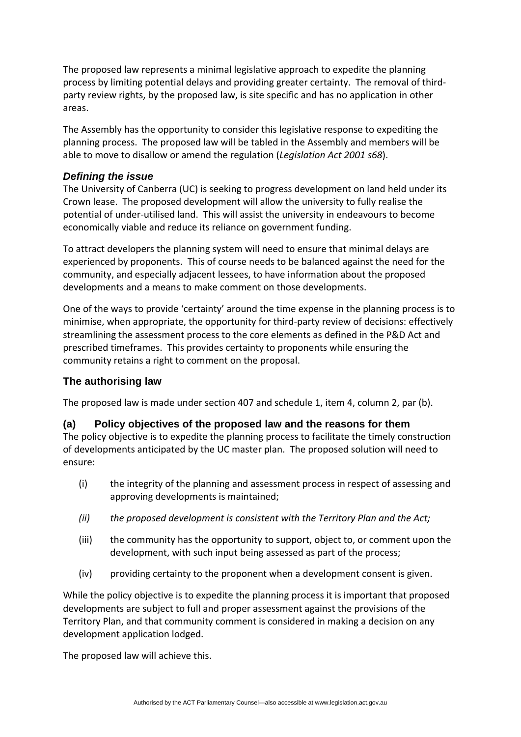The proposed law represents a minimal legislative approach to expedite the planning process by limiting potential delays and providing greater certainty. The removal of third-party review rights, by the proposed law, is site specific and has no application in other areas.

The Assembly has the opportunity to consider this legislative response to expediting the planning process. The proposed law will be tabled in the Assembly and members will be able to move to disallow or amend the regulation (*Legislation Act 2001 s68*).

### *Defining the issue*

The University of Canberra (UC) is seeking to progress development on land held under its Crown lease. The proposed development will allow the university to fully realise the potential of under-utilised land. This will assist the university in endeavours to become economically viable and reduce its reliance on government funding.

To attract developers the planning system will need to ensure that minimal delays are experienced by proponents. This of course needs to be balanced against the need for the community, and especially adjacent lessees, to have information about the proposed developments and a means to make comment on those developments.

One of the ways to provide 'certainty' around the time expense in the planning process is to minimise, when appropriate, the opportunity for third-party review of decisions: effectively streamlining the assessment process to the core elements as defined in the P&D Act and prescribed timeframes. This provides certainty to proponents while ensuring the community retains a right to comment on the proposal.

### The authorising law

The proposed law is made under section 407 and schedule 1, item 4, column 2, par (b).

### (a) Policy objectives of the proposed law and the reasons for them

The policy objective is to expedite the planning process to facilitate the timely construction of developments anticipated by the UC master plan. The proposed solution will need to ensure:

(i) the integrity of the planning and assessment process in respect of assessing and approving developments is maintained;

*(ii) the proposed development is consistent with the Territory Plan and the Act;*

(iii) the community has the opportunity to support, object to, or comment upon the development, with such input being assessed as part of the process;

(iv) providing certainty to the proponent when a development consent is given.

While the policy objective is to expedite the planning process it is important that proposed developments are subject to full and proper assessment against the provisions of the Territory Plan, and that community comment is considered in making a decision on any development application lodged.

The proposed law will achieve this.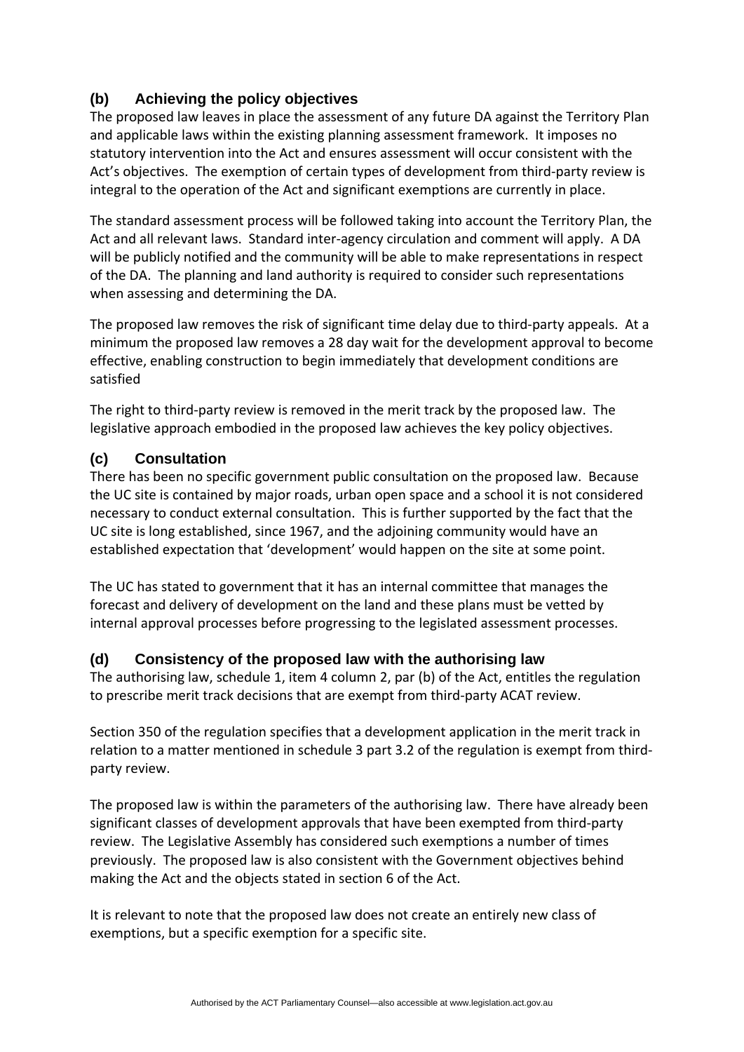### (b) Achieving the policy objectives

The proposed law leaves in place the assessment of any future DA against the Territory Plan and applicable laws within the existing planning assessment framework. It imposes no statutory intervention into the Act and ensures assessment will occur consistent with the Act's objectives. The exemption of certain types of development from third-party review is integral to the operation of the Act and significant exemptions are currently in place.

The standard assessment process will be followed taking into account the Territory Plan, the Act and all relevant laws. Standard inter-agency circulation and comment will apply. A DA will be publicly notified and the community will be able to make representations in respect of the DA. The planning and land authority is required to consider such representations when assessing and determining the DA.

The proposed law removes the risk of significant time delay due to third-party appeals. At a minimum the proposed law removes a 28 day wait for the development approval to become effective, enabling construction to begin immediately that development conditions are satisfied

The right to third-party review is removed in the merit track by the proposed law. The legislative approach embodied in the proposed law achieves the key policy objectives.

### (c) Consultation

There has been no specific government public consultation on the proposed law. Because the UC site is contained by major roads, urban open space and a school it is not considered necessary to conduct external consultation. This is further supported by the fact that the UC site is long established, since 1967, and the adjoining community would have an established expectation that 'development' would happen on the site at some point.

The UC has stated to government that it has an internal committee that manages the forecast and delivery of development on the land and these plans must be vetted by internal approval processes before progressing to the legislated assessment processes.

### (d) Consistency of the proposed law with the authorising law

The authorising law, schedule 1, item 4 column 2, par (b) of the Act, entitles the regulation to prescribe merit track decisions that are exempt from third-party ACAT review.

Section 350 of the regulation specifies that a development application in the merit track in relation to a matter mentioned in schedule 3 part 3.2 of the regulation is exempt from third-party review.

The proposed law is within the parameters of the authorising law. There have already been significant classes of development approvals that have been exempted from third-party review. The Legislative Assembly has considered such exemptions a number of times previously. The proposed law is also consistent with the Government objectives behind making the Act and the objects stated in section 6 of the Act.

It is relevant to note that the proposed law does not create an entirely new class of exemptions, but a specific exemption for a specific site.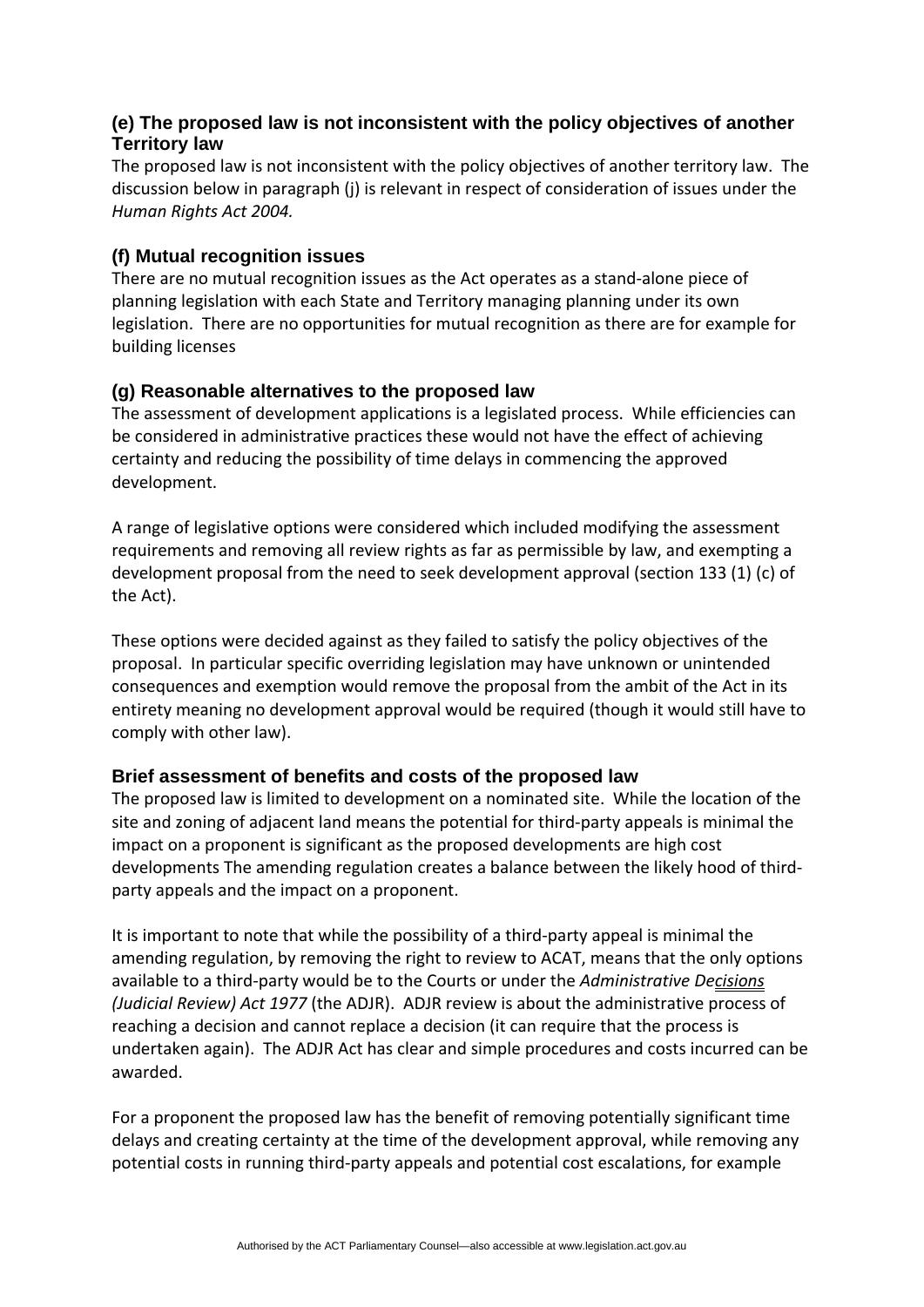### (e) The proposed law is not inconsistent with the policy objectives of another Territory law

The proposed law is not inconsistent with the policy objectives of another territory law. The discussion below in paragraph (j) is relevant in respect of consideration of issues under the *Human Rights Act 2004.*

### (f) Mutual recognition issues

There are no mutual recognition issues as the Act operates as a stand-alone piece of planning legislation with each State and Territory managing planning under its own legislation. There are no opportunities for mutual recognition as there are for example for building licenses

### (g) Reasonable alternatives to the proposed law

The assessment of development applications is a legislated process. While efficiencies can be considered in administrative practices these would not have the effect of achieving certainty and reducing the possibility of time delays in commencing the approved development.

A range of legislative options were considered which included modifying the assessment requirements and removing all review rights as far as permissible by law, and exempting a development proposal from the need to seek development approval (section 133 (1) (c) of the Act).

These options were decided against as they failed to satisfy the policy objectives of the proposal. In particular specific overriding legislation may have unknown or unintended consequences and exemption would remove the proposal from the ambit of the Act in its entirety meaning no development approval would be required (though it would still have to comply with other law).

### Brief assessment of benefits and costs of the proposed law

The proposed law is limited to development on a nominated site. While the location of the site and zoning of adjacent land means the potential for third-party appeals is minimal the impact on a proponent is significant as the proposed developments are high cost developments The amending regulation creates a balance between the likely hood of third-party appeals and the impact on a proponent.

It is important to note that while the possibility of a third-party appeal is minimal the amending regulation, by removing the right to review to ACAT, means that the only options available to a third-party would be to the Courts or under the *Administrative Decisions (Judicial Review) Act 1977* (the ADJR). ADJR review is about the administrative process of reaching a decision and cannot replace a decision (it can require that the process is undertaken again). The ADJR Act has clear and simple procedures and costs incurred can be awarded.

For a proponent the proposed law has the benefit of removing potentially significant time delays and creating certainty at the time of the development approval, while removing any potential costs in running third-party appeals and potential cost escalations, for example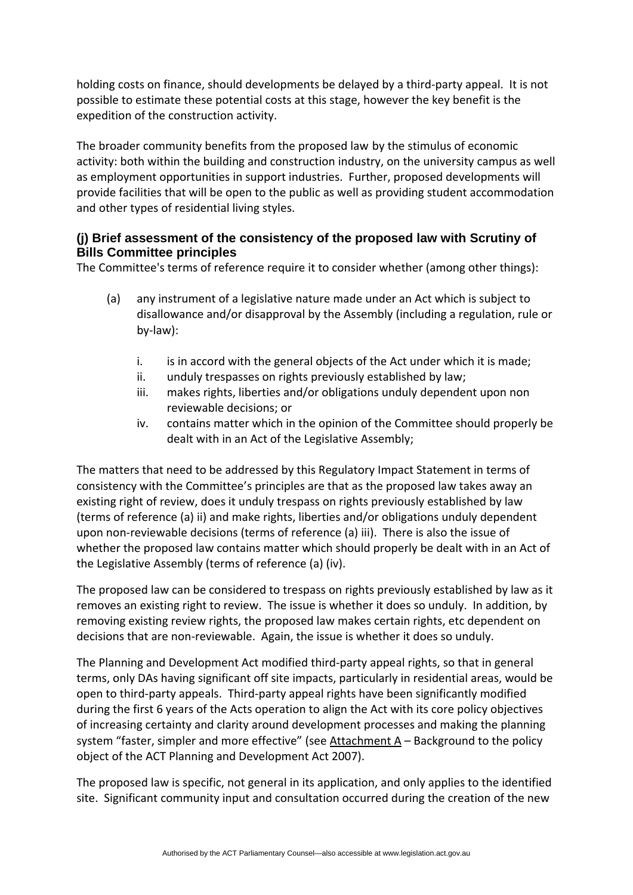holding costs on finance, should developments be delayed by a third-party appeal. It is not possible to estimate these potential costs at this stage, however the key benefit is the expedition of the construction activity.

The broader community benefits from the proposed law by the stimulus of economic activity: both within the building and construction industry, on the university campus as well as employment opportunities in support industries. Further, proposed developments will provide facilities that will be open to the public as well as providing student accommodation and other types of residential living styles.

### (j) Brief assessment of the consistency of the proposed law with Scrutiny of Bills Committee principles

The Committee's terms of reference require it to consider whether (among other things):

(a) any instrument of a legislative nature made under an Act which is subject to disallowance and/or disapproval by the Assembly (including a regulation, rule or by-law):

   i. is in accord with the general objects of the Act under which it is made;
   ii. unduly trespasses on rights previously established by law;
   iii. makes rights, liberties and/or obligations unduly dependent upon non reviewable decisions; or
   iv. contains matter which in the opinion of the Committee should properly be dealt with in an Act of the Legislative Assembly;

The matters that need to be addressed by this Regulatory Impact Statement in terms of consistency with the Committee's principles are that as the proposed law takes away an existing right of review, does it unduly trespass on rights previously established by law (terms of reference (a) ii) and make rights, liberties and/or obligations unduly dependent upon non-reviewable decisions (terms of reference (a) iii). There is also the issue of whether the proposed law contains matter which should properly be dealt with in an Act of the Legislative Assembly (terms of reference (a) (iv).

The proposed law can be considered to trespass on rights previously established by law as it removes an existing right to review. The issue is whether it does so unduly. In addition, by removing existing review rights, the proposed law makes certain rights, etc dependent on decisions that are non-reviewable. Again, the issue is whether it does so unduly.

The Planning and Development Act modified third-party appeal rights, so that in general terms, only DAs having significant off site impacts, particularly in residential areas, would be open to third-party appeals. Third-party appeal rights have been significantly modified during the first 6 years of the Acts operation to align the Act with its core policy objectives of increasing certainty and clarity around development processes and making the planning system "faster, simpler and more effective" (see Attachment A – Background to the policy object of the ACT Planning and Development Act 2007).

The proposed law is specific, not general in its application, and only applies to the identified site. Significant community input and consultation occurred during the creation of the new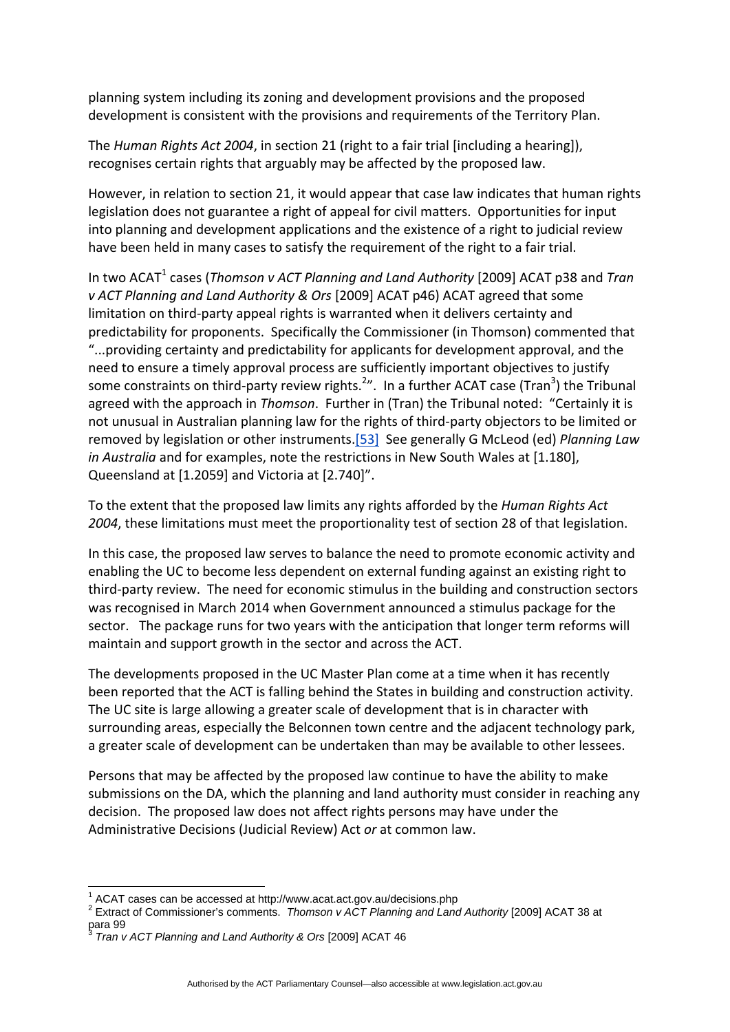planning system including its zoning and development provisions and the proposed development is consistent with the provisions and requirements of the Territory Plan.

The *Human Rights Act 2004*, in section 21 (right to a fair trial [including a hearing]), recognises certain rights that arguably may be affected by the proposed law.

However, in relation to section 21, it would appear that case law indicates that human rights legislation does not guarantee a right of appeal for civil matters. Opportunities for input into planning and development applications and the existence of a right to judicial review have been held in many cases to satisfy the requirement of the right to a fair trial.

In two ACAT[1] cases (*Thomson v ACT Planning and Land Authority* [2009] ACAT p38 and *Tran v ACT Planning and Land Authority & Ors* [2009] ACAT p46) ACAT agreed that some limitation on third-party appeal rights is warranted when it delivers certainty and predictability for proponents. Specifically the Commissioner (in Thomson) commented that "...providing certainty and predictability for applicants for development approval, and the need to ensure a timely approval process are sufficiently important objectives to justify some constraints on third-party review rights.[2]". In a further ACAT case (Tran[3]) the Tribunal agreed with the approach in *Thomson*. Further in (Tran) the Tribunal noted: "Certainly it is not unusual in Australian planning law for the rights of third-party objectors to be limited or removed by legislation or other instruments.[53] See generally G McLeod (ed) *Planning Law in Australia* and for examples, note the restrictions in New South Wales at [1.180], Queensland at [1.2059] and Victoria at [2.740]".

To the extent that the proposed law limits any rights afforded by the *Human Rights Act 2004*, these limitations must meet the proportionality test of section 28 of that legislation.

In this case, the proposed law serves to balance the need to promote economic activity and enabling the UC to become less dependent on external funding against an existing right to third-party review. The need for economic stimulus in the building and construction sectors was recognised in March 2014 when Government announced a stimulus package for the sector. The package runs for two years with the anticipation that longer term reforms will maintain and support growth in the sector and across the ACT.

The developments proposed in the UC Master Plan come at a time when it has recently been reported that the ACT is falling behind the States in building and construction activity. The UC site is large allowing a greater scale of development that is in character with surrounding areas, especially the Belconnen town centre and the adjacent technology park, a greater scale of development can be undertaken than may be available to other lessees.

Persons that may be affected by the proposed law continue to have the ability to make submissions on the DA, which the planning and land authority must consider in reaching any decision. The proposed law does not affect rights persons may have under the Administrative Decisions (Judicial Review) Act *or* at common law.

---

[1] ACAT cases can be accessed at http://www.acat.act.gov.au/decisions.php

[2] Extract of Commissioner's comments. *Thomson v ACT Planning and Land Authority* [2009] ACAT 38 at para 99

[3] *Tran v ACT Planning and Land Authority & Ors* [2009] ACAT 46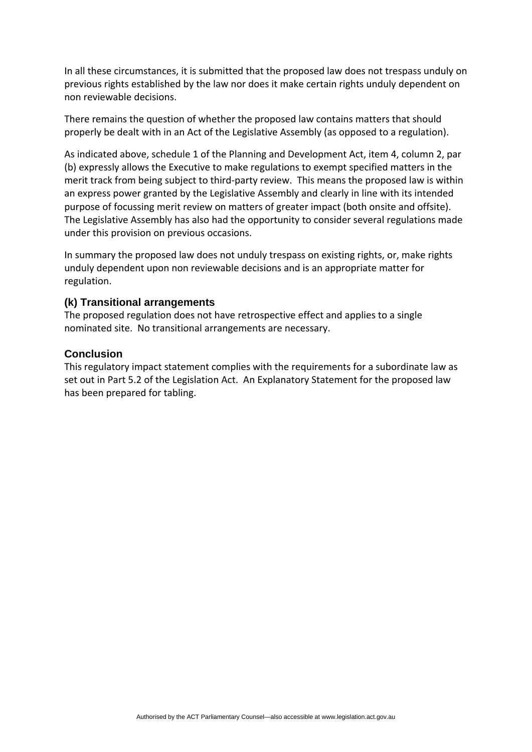In all these circumstances, it is submitted that the proposed law does not trespass unduly on previous rights established by the law nor does it make certain rights unduly dependent on non reviewable decisions.

There remains the question of whether the proposed law contains matters that should properly be dealt with in an Act of the Legislative Assembly (as opposed to a regulation).

As indicated above, schedule 1 of the Planning and Development Act, item 4, column 2, par (b) expressly allows the Executive to make regulations to exempt specified matters in the merit track from being subject to third-party review. This means the proposed law is within an express power granted by the Legislative Assembly and clearly in line with its intended purpose of focussing merit review on matters of greater impact (both onsite and offsite). The Legislative Assembly has also had the opportunity to consider several regulations made under this provision on previous occasions.

In summary the proposed law does not unduly trespass on existing rights, or, make rights unduly dependent upon non reviewable decisions and is an appropriate matter for regulation.

### (k) Transitional arrangements

The proposed regulation does not have retrospective effect and applies to a single nominated site. No transitional arrangements are necessary.

### Conclusion

This regulatory impact statement complies with the requirements for a subordinate law as set out in Part 5.2 of the Legislation Act. An Explanatory Statement for the proposed law has been prepared for tabling.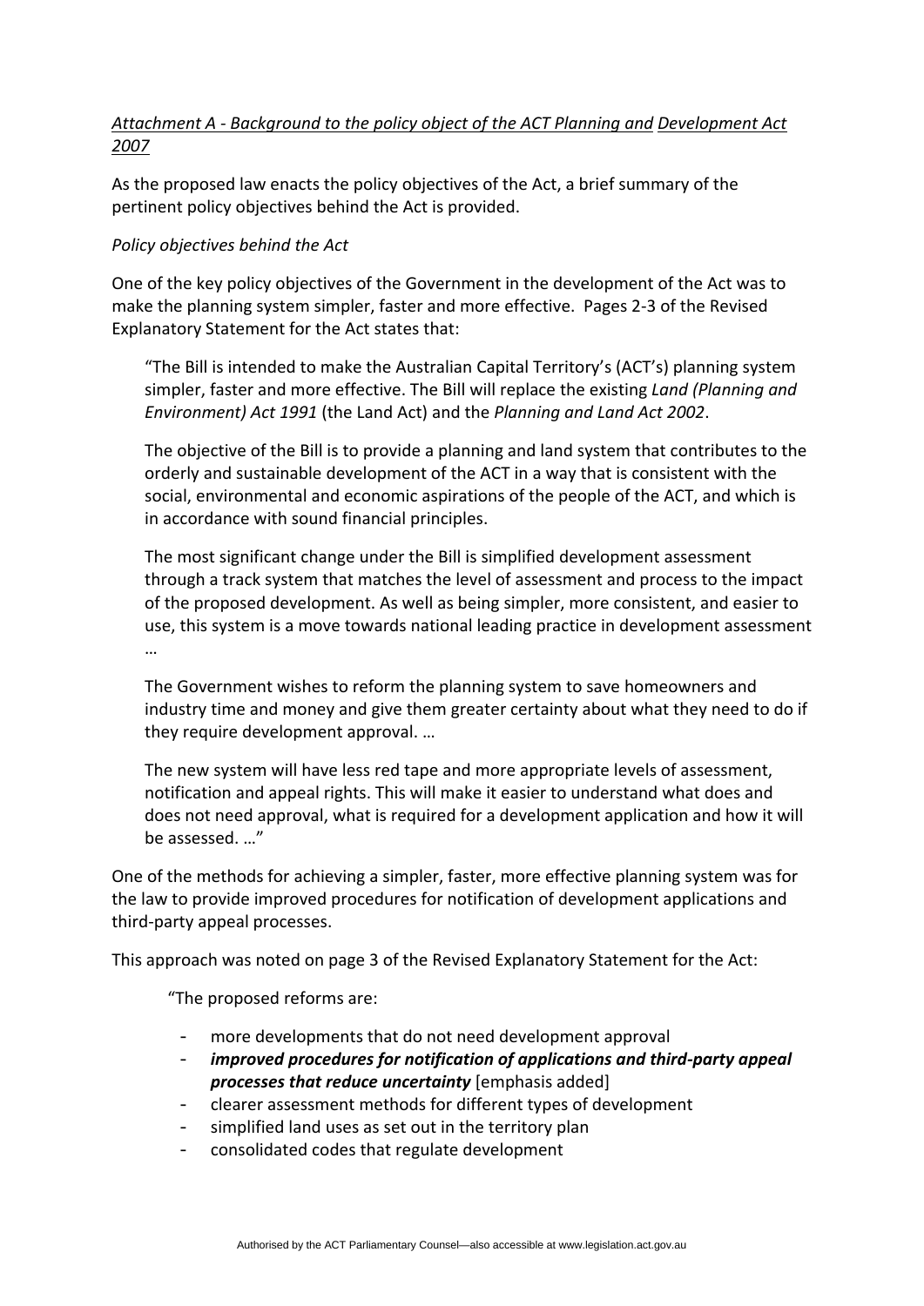*Attachment A - Background to the policy object of the ACT Planning and Development Act 2007*

As the proposed law enacts the policy objectives of the Act, a brief summary of the pertinent policy objectives behind the Act is provided.

*Policy objectives behind the Act*

One of the key policy objectives of the Government in the development of the Act was to make the planning system simpler, faster and more effective. Pages 2-3 of the Revised Explanatory Statement for the Act states that:

> "The Bill is intended to make the Australian Capital Territory's (ACT's) planning system simpler, faster and more effective. The Bill will replace the existing *Land (Planning and Environment) Act 1991* (the Land Act) and the *Planning and Land Act 2002*.
>
> The objective of the Bill is to provide a planning and land system that contributes to the orderly and sustainable development of the ACT in a way that is consistent with the social, environmental and economic aspirations of the people of the ACT, and which is in accordance with sound financial principles.
>
> The most significant change under the Bill is simplified development assessment through a track system that matches the level of assessment and process to the impact of the proposed development. As well as being simpler, more consistent, and easier to use, this system is a move towards national leading practice in development assessment …
>
> The Government wishes to reform the planning system to save homeowners and industry time and money and give them greater certainty about what they need to do if they require development approval. …
>
> The new system will have less red tape and more appropriate levels of assessment, notification and appeal rights. This will make it easier to understand what does and does not need approval, what is required for a development application and how it will be assessed. …"

One of the methods for achieving a simpler, faster, more effective planning system was for the law to provide improved procedures for notification of development applications and third-party appeal processes.

This approach was noted on page 3 of the Revised Explanatory Statement for the Act:

> "The proposed reforms are:
>
> - more developments that do not need development approval
> - ***improved procedures for notification of applications and third-party appeal processes that reduce uncertainty*** [emphasis added]
> - clearer assessment methods for different types of development
> - simplified land uses as set out in the territory plan
> - consolidated codes that regulate development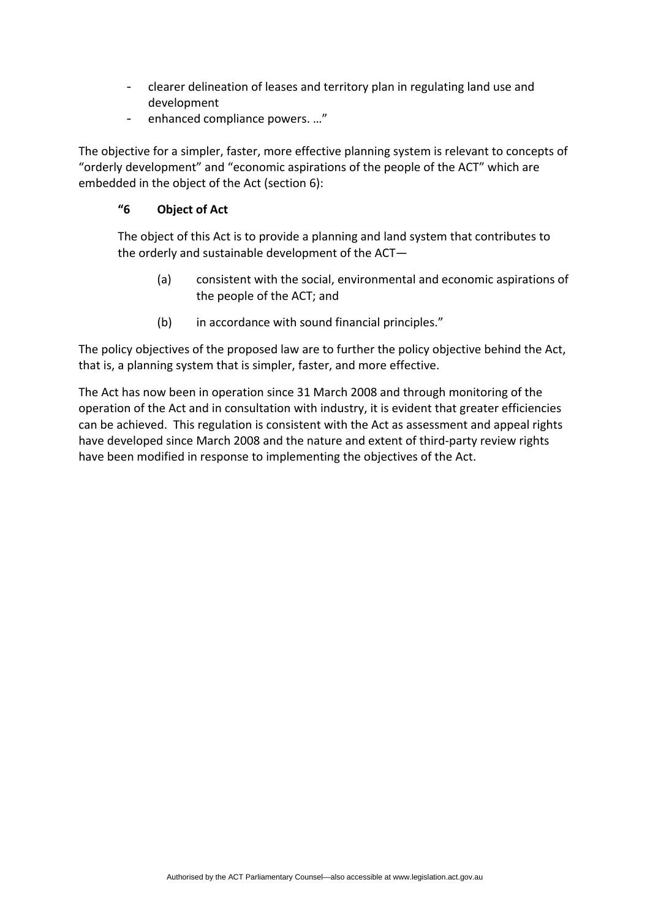- clearer delineation of leases and territory plan in regulating land use and development
- enhanced compliance powers. …"

The objective for a simpler, faster, more effective planning system is relevant to concepts of "orderly development" and "economic aspirations of the people of the ACT" which are embedded in the object of the Act (section 6):

> **"6 Object of Act**
>
> The object of this Act is to provide a planning and land system that contributes to the orderly and sustainable development of the ACT—
>
> (a) consistent with the social, environmental and economic aspirations of the people of the ACT; and
>
> (b) in accordance with sound financial principles."

The policy objectives of the proposed law are to further the policy objective behind the Act, that is, a planning system that is simpler, faster, and more effective.

The Act has now been in operation since 31 March 2008 and through monitoring of the operation of the Act and in consultation with industry, it is evident that greater efficiencies can be achieved. This regulation is consistent with the Act as assessment and appeal rights have developed since March 2008 and the nature and extent of third-party review rights have been modified in response to implementing the objectives of the Act.